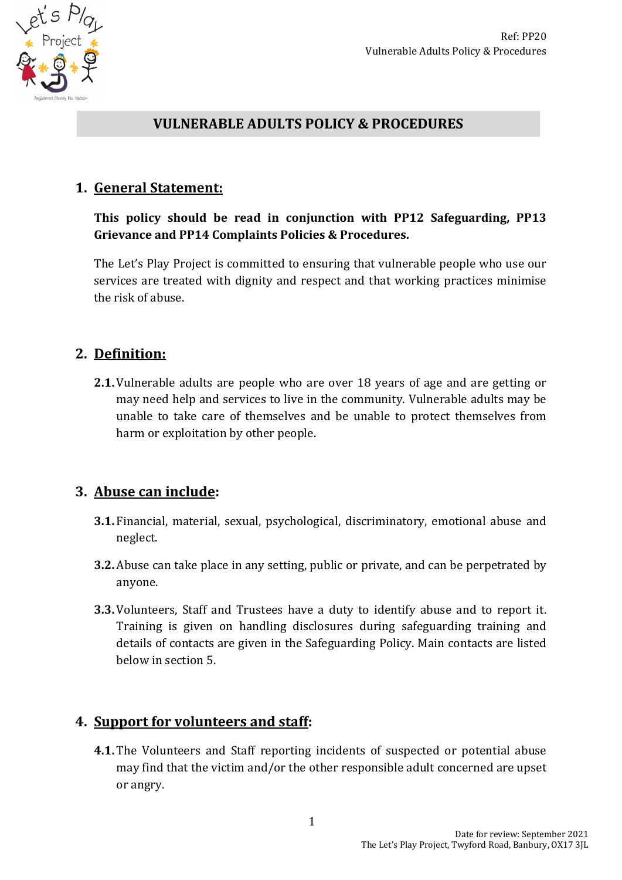# VULNERABLE ADULTS POLICY & PROCEDURES

## 1. General Statement:

**This policy should be read in conjunction with PP12 Safeguarding, PP13 Grievance and PP14 Complaints Policies & Procedures.**

The Let's Play Project is committed to ensuring that vulnerable people who use our services are treated with dignity and respect and that working practices minimise the risk of abuse.

## 2. Definition:

**2.1.** Vulnerable adults are people who are over 18 years of age and are getting or may need help and services to live in the community. Vulnerable adults may be unable to take care of themselves and be unable to protect themselves from harm or exploitation by other people.

## 3. Abuse can include:

**3.1.** Financial, material, sexual, psychological, discriminatory, emotional abuse and neglect.

**3.2.** Abuse can take place in any setting, public or private, and can be perpetrated by anyone.

**3.3.** Volunteers, Staff and Trustees have a duty to identify abuse and to report it. Training is given on handling disclosures during safeguarding training and details of contacts are given in the Safeguarding Policy. Main contacts are listed below in section 5.

## 4. Support for volunteers and staff:

**4.1.** The Volunteers and Staff reporting incidents of suspected or potential abuse may find that the victim and/or the other responsible adult concerned are upset or angry.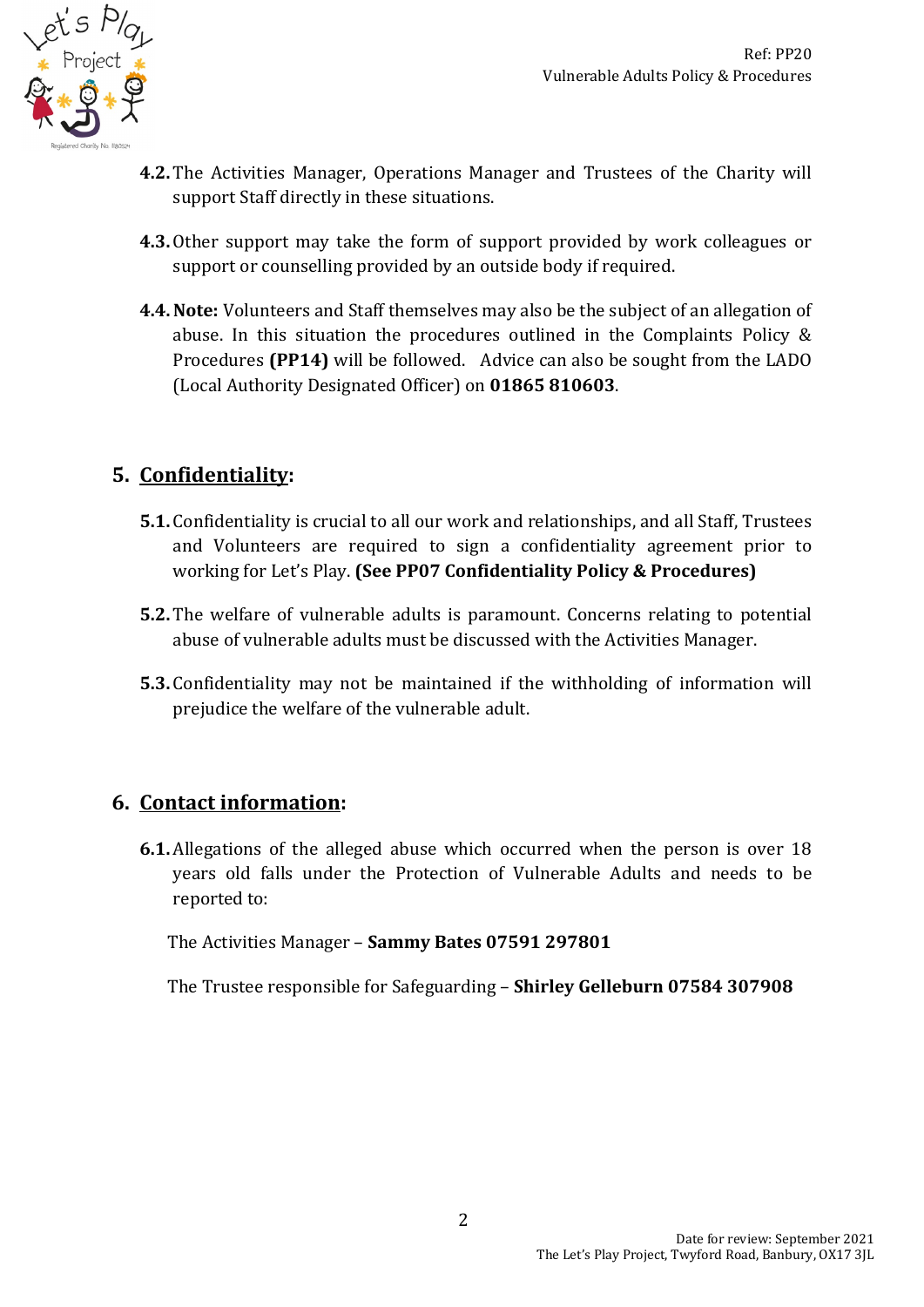**4.2.** The Activities Manager, Operations Manager and Trustees of the Charity will support Staff directly in these situations.

**4.3.** Other support may take the form of support provided by work colleagues or support or counselling provided by an outside body if required.

**4.4. Note:** Volunteers and Staff themselves may also be the subject of an allegation of abuse. In this situation the procedures outlined in the Complaints Policy & Procedures **(PP14)** will be followed. Advice can also be sought from the LADO (Local Authority Designated Officer) on **01865 810603**.

## 5. Confidentiality:

**5.1.** Confidentiality is crucial to all our work and relationships, and all Staff, Trustees and Volunteers are required to sign a confidentiality agreement prior to working for Let's Play. **(See PP07 Confidentiality Policy & Procedures)**

**5.2.** The welfare of vulnerable adults is paramount. Concerns relating to potential abuse of vulnerable adults must be discussed with the Activities Manager.

**5.3.** Confidentiality may not be maintained if the withholding of information will prejudice the welfare of the vulnerable adult.

## 6. Contact information:

**6.1.** Allegations of the alleged abuse which occurred when the person is over 18 years old falls under the Protection of Vulnerable Adults and needs to be reported to:

The Activities Manager – **Sammy Bates 07591 297801**

The Trustee responsible for Safeguarding – **Shirley Gelleburn 07584 307908**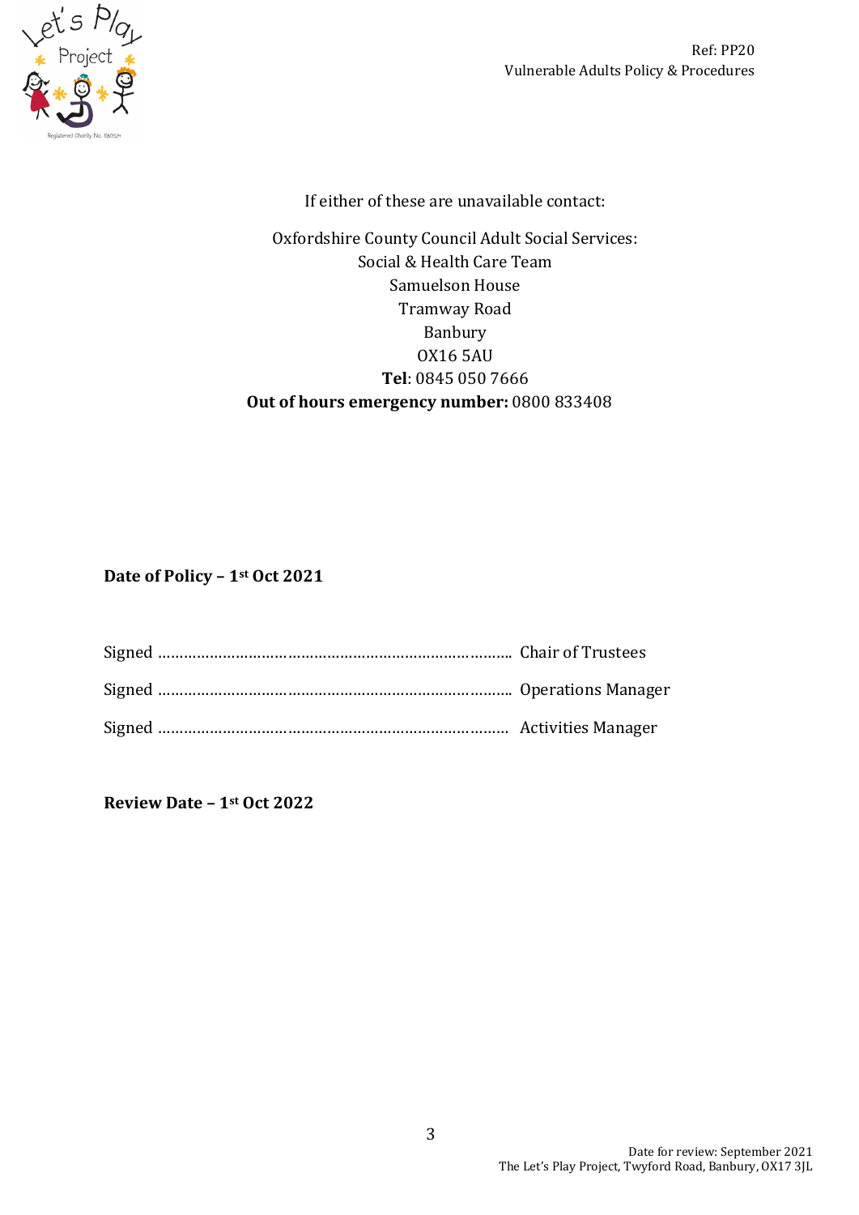If either of these are unavailable contact:

Oxfordshire County Council Adult Social Services:  
Social & Health Care Team  
Samuelson House  
Tramway Road  
Banbury  
OX16 5AU  
**Tel**: 0845 050 7666  
**Out of hours emergency number:** 0800 833408

**Date of Policy – 1st Oct 2021**

Signed …………………………………………………………………….. Chair of Trustees

Signed …………………………………………………………………….. Operations Manager

Signed …………………………………………………………………….. Activities Manager

**Review Date – 1st Oct 2022**